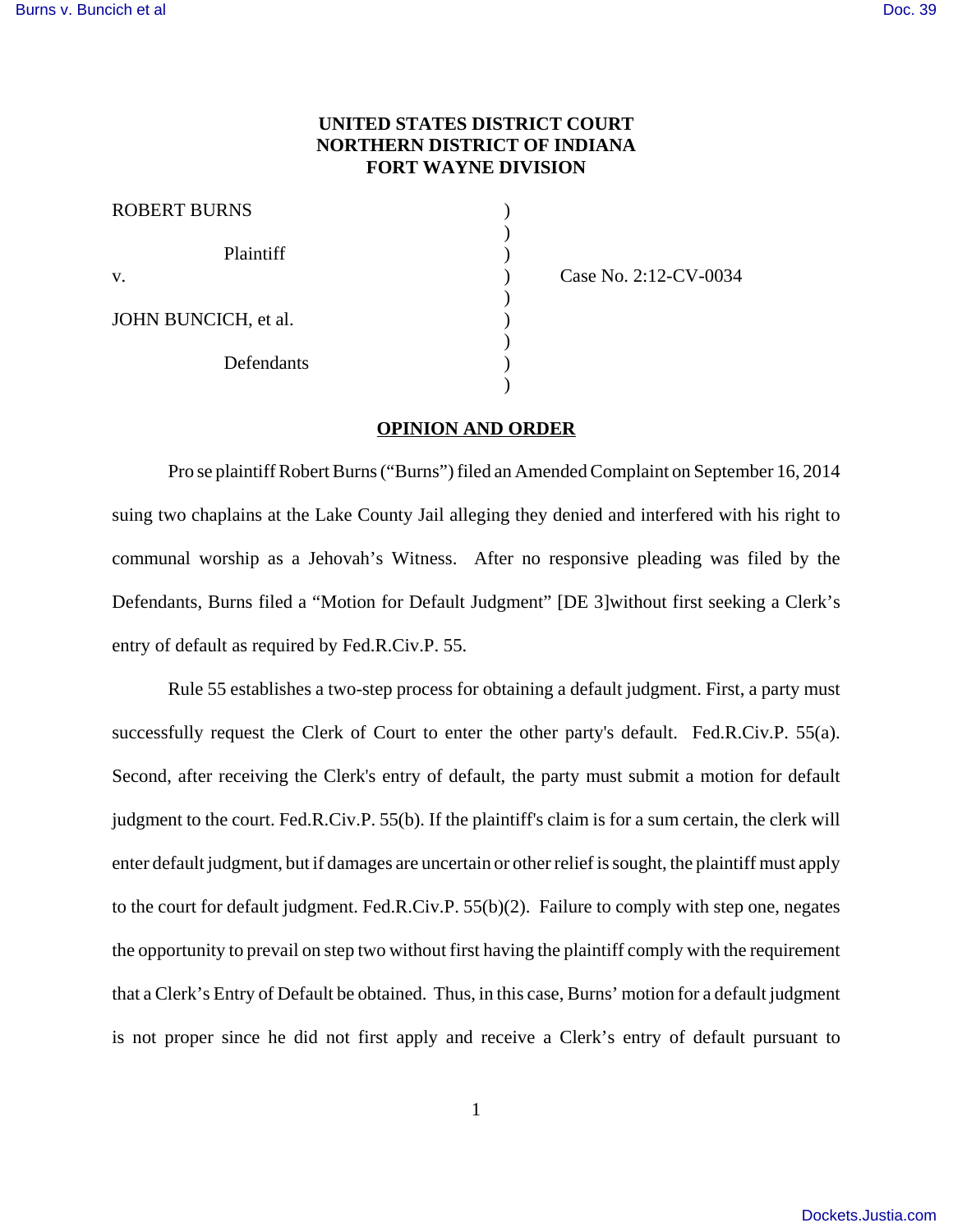**UNITED STATES DISTRICT COURT**
**NORTHERN DISTRICT OF INDIANA**
**FORT WAYNE DIVISION**

| | | |
|---|---|---|
| ROBERT BURNS | ) | |
| | ) | |
| Plaintiff | ) | |
| v. | ) | Case No. 2:12-CV-0034 |
| | ) | |
| JOHN BUNCICH, et al. | ) | |
| | ) | |
| Defendants | ) | |
| | ) | |

**OPINION AND ORDER**

Pro se plaintiff Robert Burns ("Burns") filed an Amended Complaint on September 16, 2014 suing two chaplains at the Lake County Jail alleging they denied and interfered with his right to communal worship as a Jehovah's Witness. After no responsive pleading was filed by the Defendants, Burns filed a "Motion for Default Judgment" [DE 3]without first seeking a Clerk's entry of default as required by Fed.R.Civ.P. 55.

Rule 55 establishes a two-step process for obtaining a default judgment. First, a party must successfully request the Clerk of Court to enter the other party's default. Fed.R.Civ.P. 55(a). Second, after receiving the Clerk's entry of default, the party must submit a motion for default judgment to the court. Fed.R.Civ.P. 55(b). If the plaintiff's claim is for a sum certain, the clerk will enter default judgment, but if damages are uncertain or other relief is sought, the plaintiff must apply to the court for default judgment. Fed.R.Civ.P. 55(b)(2). Failure to comply with step one, negates the opportunity to prevail on step two without first having the plaintiff comply with the requirement that a Clerk's Entry of Default be obtained. Thus, in this case, Burns' motion for a default judgment is not proper since he did not first apply and receive a Clerk's entry of default pursuant to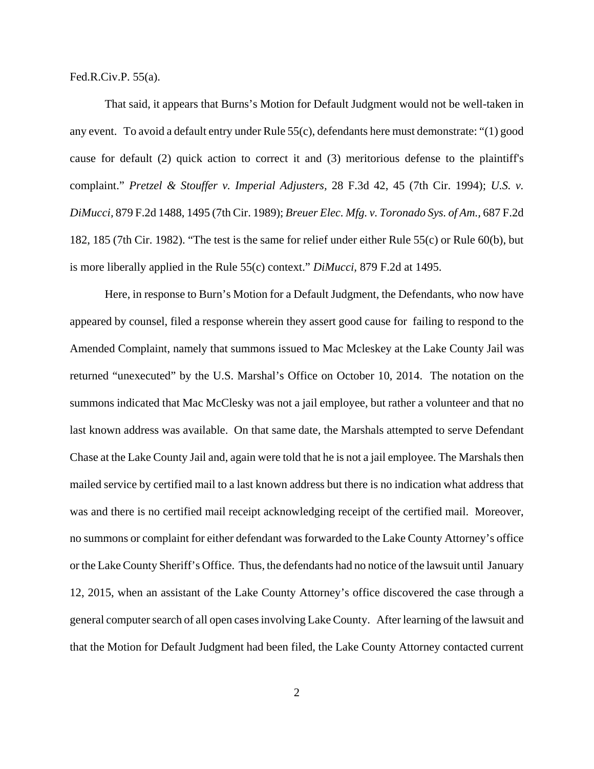Fed.R.Civ.P. 55(a).

That said, it appears that Burns's Motion for Default Judgment would not be well-taken in any event. To avoid a default entry under Rule 55(c), defendants here must demonstrate: "(1) good cause for default (2) quick action to correct it and (3) meritorious defense to the plaintiff's complaint." *Pretzel & Stouffer v. Imperial Adjusters,* 28 F.3d 42, 45 (7th Cir. 1994); *U.S. v. DiMucci,* 879 F.2d 1488, 1495 (7th Cir. 1989); *Breuer Elec. Mfg. v. Toronado Sys. of Am.*, 687 F.2d 182, 185 (7th Cir. 1982). "The test is the same for relief under either Rule 55(c) or Rule 60(b), but is more liberally applied in the Rule 55(c) context." *DiMucci,* 879 F.2d at 1495.

Here, in response to Burn's Motion for a Default Judgment, the Defendants, who now have appeared by counsel, filed a response wherein they assert good cause for failing to respond to the Amended Complaint, namely that summons issued to Mac Mcleskey at the Lake County Jail was returned "unexecuted" by the U.S. Marshal's Office on October 10, 2014. The notation on the summons indicated that Mac McClesky was not a jail employee, but rather a volunteer and that no last known address was available. On that same date, the Marshals attempted to serve Defendant Chase at the Lake County Jail and, again were told that he is not a jail employee. The Marshals then mailed service by certified mail to a last known address but there is no indication what address that was and there is no certified mail receipt acknowledging receipt of the certified mail. Moreover, no summons or complaint for either defendant was forwarded to the Lake County Attorney's office or the Lake County Sheriff's Office. Thus, the defendants had no notice of the lawsuit until January 12, 2015, when an assistant of the Lake County Attorney's office discovered the case through a general computer search of all open cases involving Lake County. After learning of the lawsuit and that the Motion for Default Judgment had been filed, the Lake County Attorney contacted current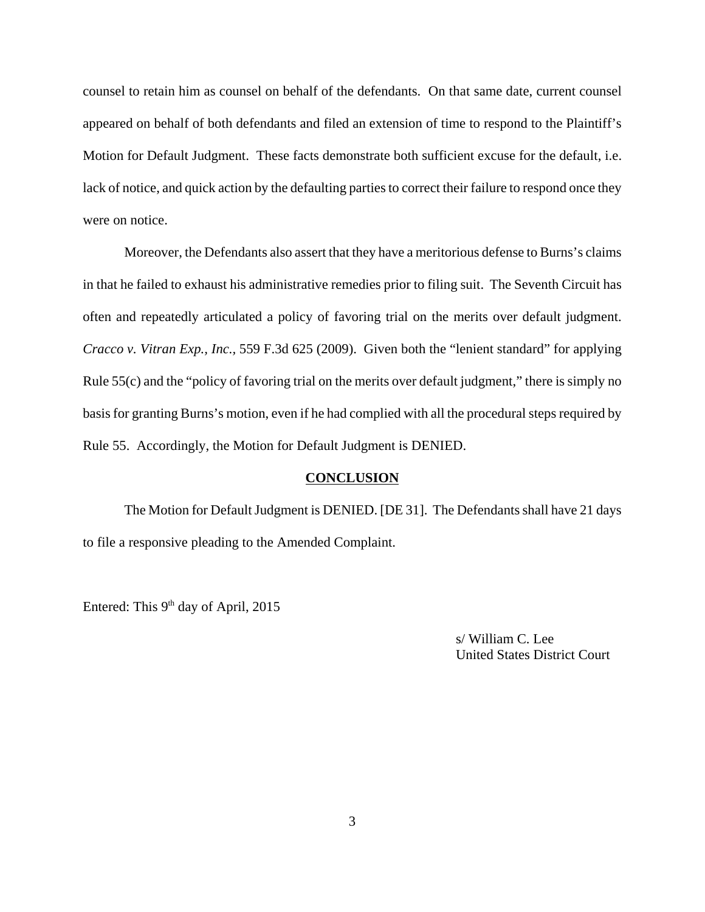counsel to retain him as counsel on behalf of the defendants. On that same date, current counsel appeared on behalf of both defendants and filed an extension of time to respond to the Plaintiff's Motion for Default Judgment. These facts demonstrate both sufficient excuse for the default, i.e. lack of notice, and quick action by the defaulting parties to correct their failure to respond once they were on notice.

Moreover, the Defendants also assert that they have a meritorious defense to Burns's claims in that he failed to exhaust his administrative remedies prior to filing suit. The Seventh Circuit has often and repeatedly articulated a policy of favoring trial on the merits over default judgment. *Cracco v. Vitran Exp., Inc.*, 559 F.3d 625 (2009). Given both the "lenient standard" for applying Rule 55(c) and the "policy of favoring trial on the merits over default judgment," there is simply no basis for granting Burns's motion, even if he had complied with all the procedural steps required by Rule 55. Accordingly, the Motion for Default Judgment is DENIED.

## CONCLUSION

The Motion for Default Judgment is DENIED. [DE 31]. The Defendants shall have 21 days to file a responsive pleading to the Amended Complaint.

Entered: This 9th day of April, 2015

s/ William C. Lee
United States District Court